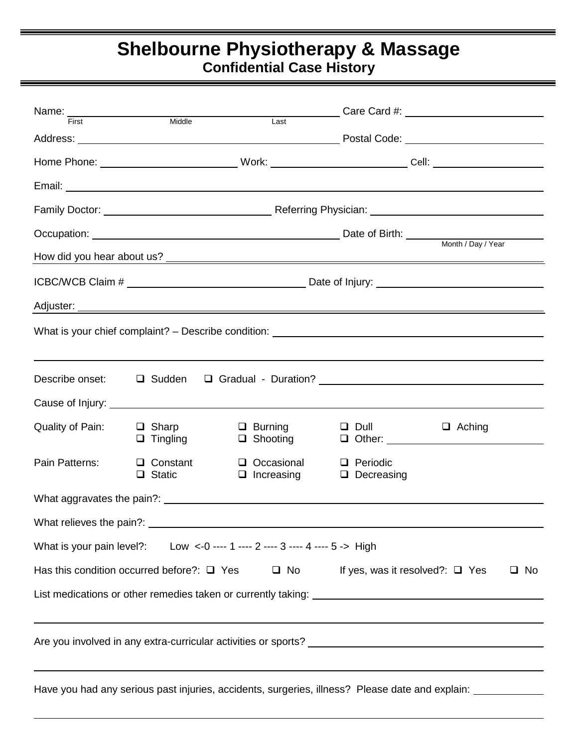# Shelbourne Physiotherapy & Massage

## Confidential Case History

Name: ______________________________________ Care Card #: ____________________
First Middle Last

Address: ______________________________________ Postal Code: ____________________

Home Phone: ____________________ Work: ____________________ Cell: ____________________

Email: ______________________________________________________________________

Family Doctor: ________________________ Referring Physician: ________________________

Occupation: ______________________________________ Date of Birth: ____________________
Month / Day / Year

How did you hear about us? ______________________________________________________

ICBC/WCB Claim # ________________________ Date of Injury: ________________________

Adjuster: ______________________________________________________________________

What is your chief complaint? – Describe condition: ________________________________________

______________________________________________________________________

Describe onset: ❑ Sudden ❑ Gradual - Duration? ________________________________

Cause of Injury: ______________________________________________________________

Quality of Pain: ❑ Sharp ❑ Burning ❑ Dull ❑ Aching
❑ Tingling ❑ Shooting ❑ Other: ____________________

Pain Patterns: ❑ Constant ❑ Occasional ❑ Periodic
❑ Static ❑ Increasing ❑ Decreasing

What aggravates the pain?: ______________________________________________________

What relieves the pain?: ________________________________________________________

What is your pain level?: Low <-0 ---- 1 ---- 2 ---- 3 ---- 4 ---- 5 -> High

Has this condition occurred before?: ❑ Yes ❑ No If yes, was it resolved?: ❑ Yes ❑ No

List medications or other remedies taken or currently taking: ________________________________

______________________________________________________________________

Are you involved in any extra-curricular activities or sports? ________________________________

______________________________________________________________________

Have you had any serious past injuries, accidents, surgeries, illness? Please date and explain: __________

______________________________________________________________________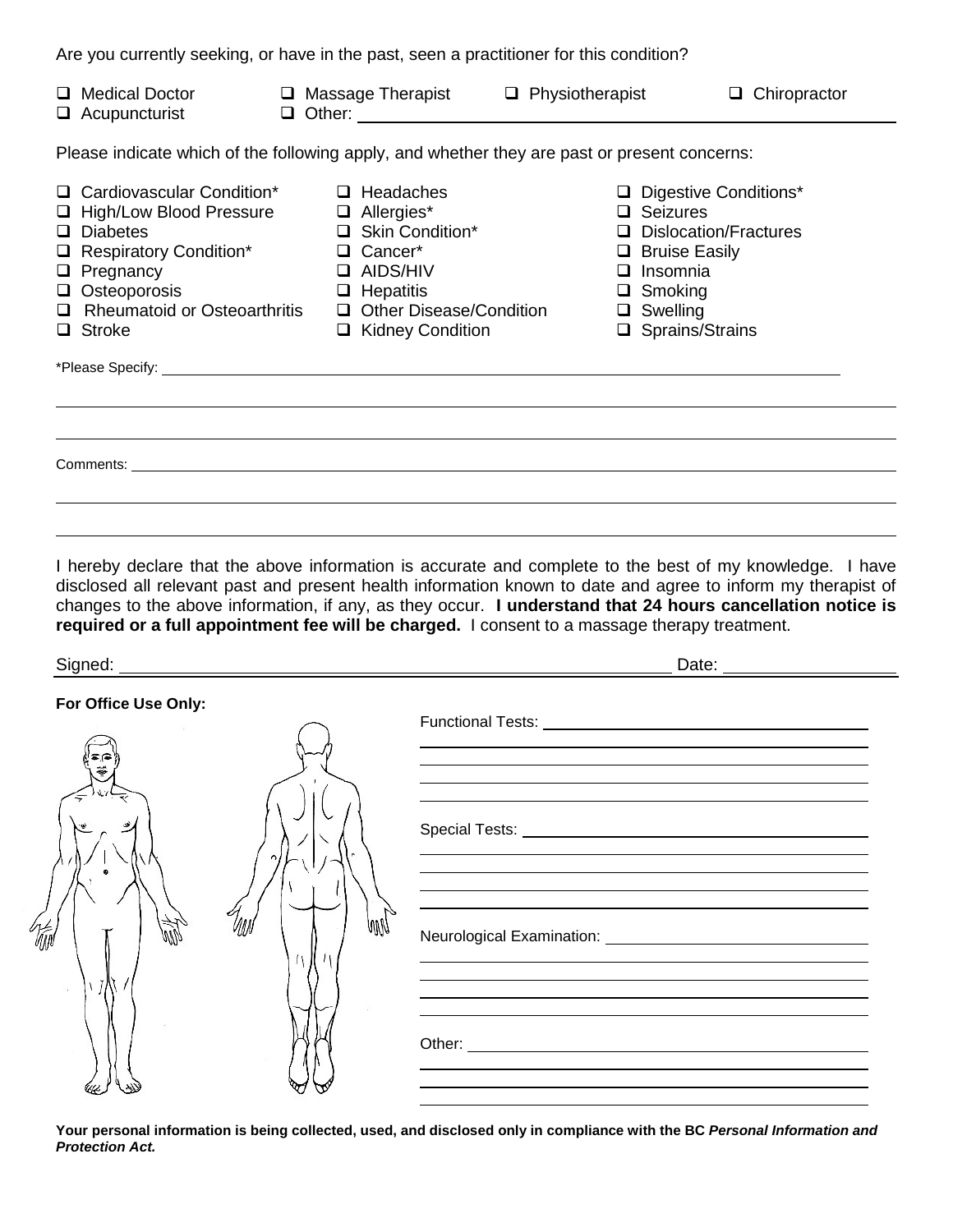Are you currently seeking, or have in the past, seen a practitioner for this condition?

- ❑ Medical Doctor
- ❑ Massage Therapist
- ❑ Physiotherapist
- ❑ Chiropractor
- ❑ Acupuncturist
- ❑ Other: ____________________

Please indicate which of the following apply, and whether they are past or present concerns:

- ❑ Cardiovascular Condition*
- ❑ High/Low Blood Pressure
- ❑ Diabetes
- ❑ Respiratory Condition*
- ❑ Pregnancy
- ❑ Osteoporosis
- ❑ Rheumatoid or Osteoarthritis
- ❑ Stroke
- ❑ Headaches
- ❑ Allergies*
- ❑ Skin Condition*
- ❑ Cancer*
- ❑ AIDS/HIV
- ❑ Hepatitis
- ❑ Other Disease/Condition
- ❑ Kidney Condition
- ❑ Digestive Conditions*
- ❑ Seizures
- ❑ Dislocation/Fractures
- ❑ Bruise Easily
- ❑ Insomnia
- ❑ Smoking
- ❑ Swelling
- ❑ Sprains/Strains

*Please Specify: ____________________

____________________

____________________

Comments: ____________________

____________________

____________________

I hereby declare that the above information is accurate and complete to the best of my knowledge. I have disclosed all relevant past and present health information known to date and agree to inform my therapist of changes to the above information, if any, as they occur. **I understand that 24 hours cancellation notice is required or a full appointment fee will be charged.** I consent to a massage therapy treatment.

Signed: ____________________ Date: ____________

**For Office Use Only:**

Functional Tests: ____________________

____________________

____________________

____________________

Special Tests: ____________________

____________________

____________________

____________________

Neurological Examination: ____________________

____________________

____________________

____________________

Other: ____________________

____________________

____________________

**Your personal information is being collected, used, and disclosed only in compliance with the BC *Personal Information and Protection Act.***